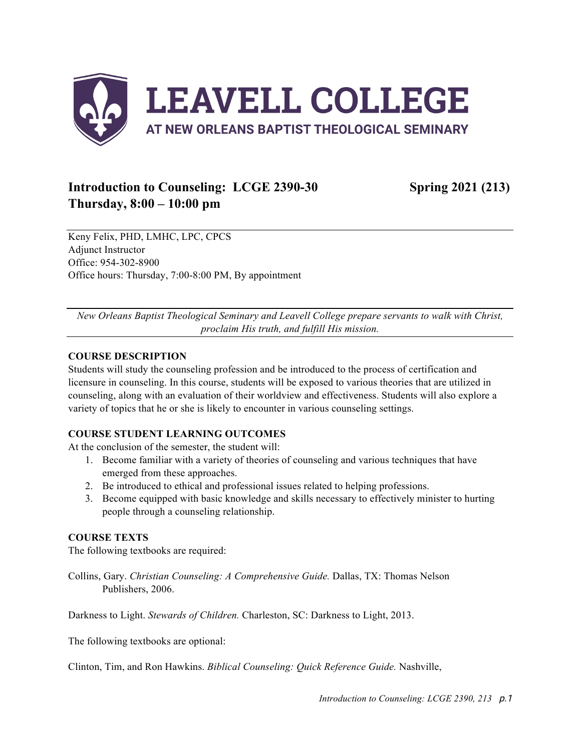# LEAVELL COLLEGE

**AT NEW ORLEANS BAPTIST THEOLOGICAL SEMINARY**

## Introduction to Counseling: LCGE 2390-30 Spring 2021 (213)
## Thursday, 8:00 – 10:00 pm

Keny Felix, PHD, LMHC, LPC, CPCS
Adjunct Instructor
Office: 954-302-8900
Office hours: Thursday, 7:00-8:00 PM, By appointment

*New Orleans Baptist Theological Seminary and Leavell College prepare servants to walk with Christ, proclaim His truth, and fulfill His mission.*

### COURSE DESCRIPTION

Students will study the counseling profession and be introduced to the process of certification and licensure in counseling. In this course, students will be exposed to various theories that are utilized in counseling, along with an evaluation of their worldview and effectiveness. Students will also explore a variety of topics that he or she is likely to encounter in various counseling settings.

### COURSE STUDENT LEARNING OUTCOMES

At the conclusion of the semester, the student will:

1. Become familiar with a variety of theories of counseling and various techniques that have emerged from these approaches.
2. Be introduced to ethical and professional issues related to helping professions.
3. Become equipped with basic knowledge and skills necessary to effectively minister to hurting people through a counseling relationship.

### COURSE TEXTS

The following textbooks are required:

Collins, Gary. *Christian Counseling: A Comprehensive Guide.* Dallas, TX: Thomas Nelson Publishers, 2006.

Darkness to Light. *Stewards of Children.* Charleston, SC: Darkness to Light, 2013.

The following textbooks are optional:

Clinton, Tim, and Ron Hawkins. *Biblical Counseling: Quick Reference Guide.* Nashville,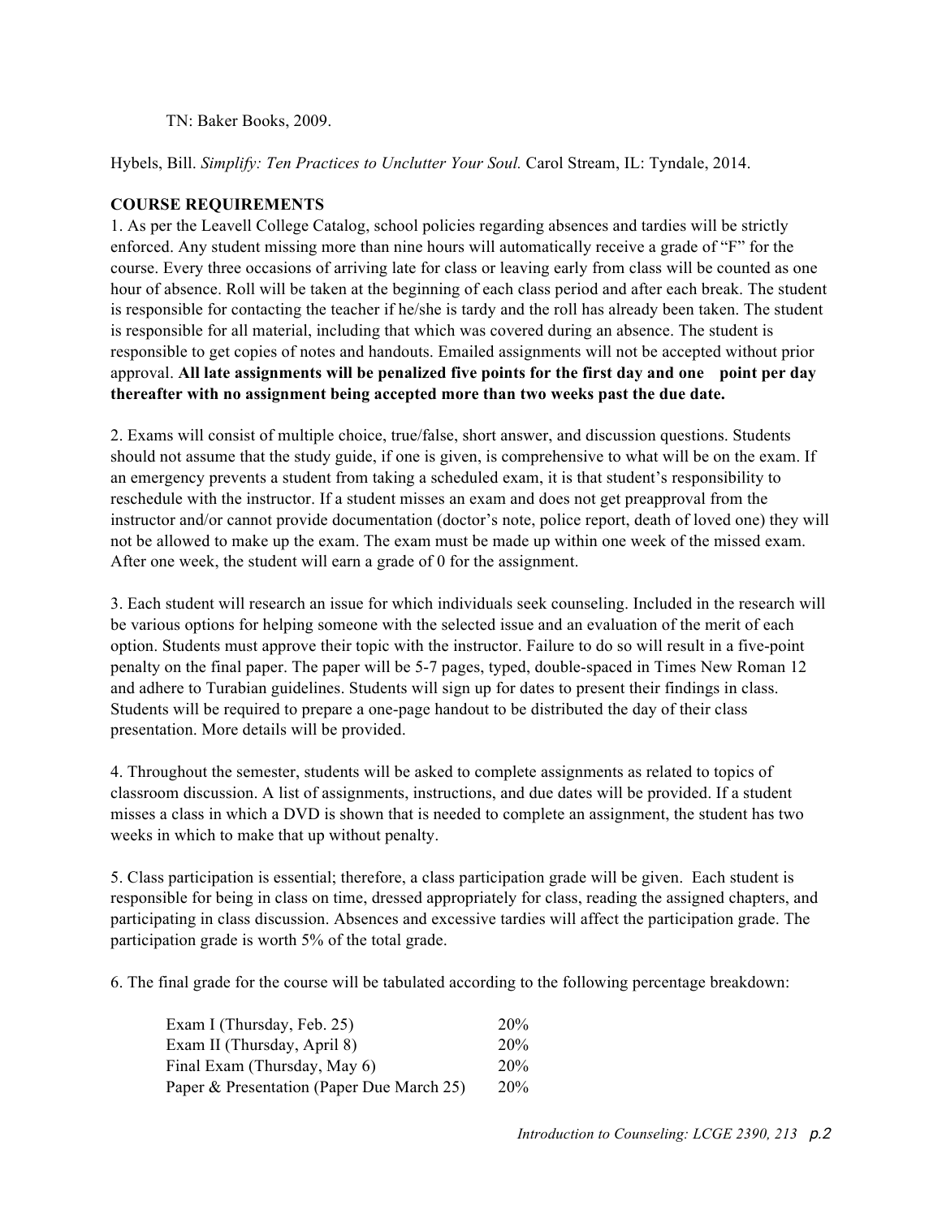TN: Baker Books, 2009.

Hybels, Bill. *Simplify: Ten Practices to Unclutter Your Soul.* Carol Stream, IL: Tyndale, 2014.

**COURSE REQUIREMENTS**

1. As per the Leavell College Catalog, school policies regarding absences and tardies will be strictly enforced. Any student missing more than nine hours will automatically receive a grade of "F" for the course. Every three occasions of arriving late for class or leaving early from class will be counted as one hour of absence. Roll will be taken at the beginning of each class period and after each break. The student is responsible for contacting the teacher if he/she is tardy and the roll has already been taken. The student is responsible for all material, including that which was covered during an absence. The student is responsible to get copies of notes and handouts. Emailed assignments will not be accepted without prior approval. **All late assignments will be penalized five points for the first day and one point per day thereafter with no assignment being accepted more than two weeks past the due date.**

2. Exams will consist of multiple choice, true/false, short answer, and discussion questions. Students should not assume that the study guide, if one is given, is comprehensive to what will be on the exam. If an emergency prevents a student from taking a scheduled exam, it is that student's responsibility to reschedule with the instructor. If a student misses an exam and does not get preapproval from the instructor and/or cannot provide documentation (doctor's note, police report, death of loved one) they will not be allowed to make up the exam. The exam must be made up within one week of the missed exam. After one week, the student will earn a grade of 0 for the assignment.

3. Each student will research an issue for which individuals seek counseling. Included in the research will be various options for helping someone with the selected issue and an evaluation of the merit of each option. Students must approve their topic with the instructor. Failure to do so will result in a five-point penalty on the final paper. The paper will be 5-7 pages, typed, double-spaced in Times New Roman 12 and adhere to Turabian guidelines. Students will sign up for dates to present their findings in class. Students will be required to prepare a one-page handout to be distributed the day of their class presentation. More details will be provided.

4. Throughout the semester, students will be asked to complete assignments as related to topics of classroom discussion. A list of assignments, instructions, and due dates will be provided. If a student misses a class in which a DVD is shown that is needed to complete an assignment, the student has two weeks in which to make that up without penalty.

5. Class participation is essential; therefore, a class participation grade will be given. Each student is responsible for being in class on time, dressed appropriately for class, reading the assigned chapters, and participating in class discussion. Absences and excessive tardies will affect the participation grade. The participation grade is worth 5% of the total grade.

6. The final grade for the course will be tabulated according to the following percentage breakdown:

| | |
|---|---|
| Exam I (Thursday, Feb. 25) | 20% |
| Exam II (Thursday, April 8) | 20% |
| Final Exam (Thursday, May 6) | 20% |
| Paper & Presentation (Paper Due March 25) | 20% |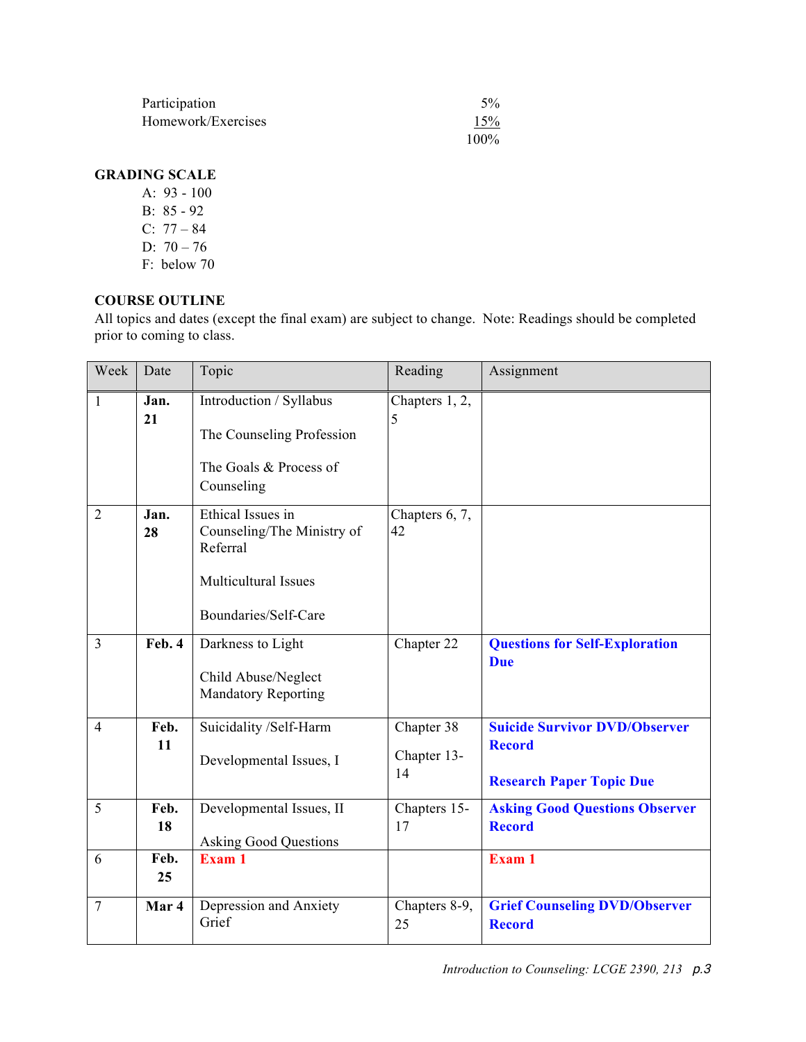| | |
|---|---|
| Participation | 5% |
| Homework/Exercises | 15% |
| | 100% |

**GRADING SCALE**

A: 93 - 100
B: 85 - 92
C: 77 – 84
D: 70 – 76
F: below 70

**COURSE OUTLINE**

All topics and dates (except the final exam) are subject to change. Note: Readings should be completed prior to coming to class.

| Week | Date | Topic | Reading | Assignment |
|---|---|---|---|---|
| 1 | **Jan. 21** | Introduction / Syllabus<br><br>The Counseling Profession<br><br>The Goals & Process of Counseling | Chapters 1, 2, 5 | |
| 2 | **Jan. 28** | Ethical Issues in Counseling/The Ministry of Referral<br><br>Multicultural Issues<br><br>Boundaries/Self-Care | Chapters 6, 7, 42 | |
| 3 | **Feb. 4** | Darkness to Light<br><br>Child Abuse/Neglect Mandatory Reporting | Chapter 22 | **Questions for Self-Exploration Due** |
| 4 | **Feb. 11** | Suicidality /Self-Harm<br><br>Developmental Issues, I | Chapter 38<br><br>Chapter 13-14 | **Suicide Survivor DVD/Observer Record**<br><br>**Research Paper Topic Due** |
| 5 | **Feb. 18** | Developmental Issues, II<br><br>Asking Good Questions | Chapters 15-17 | **Asking Good Questions Observer Record** |
| 6 | **Feb. 25** | **Exam 1** | | **Exam 1** |
| 7 | **Mar 4** | Depression and Anxiety Grief | Chapters 8-9, 25 | **Grief Counseling DVD/Observer Record** |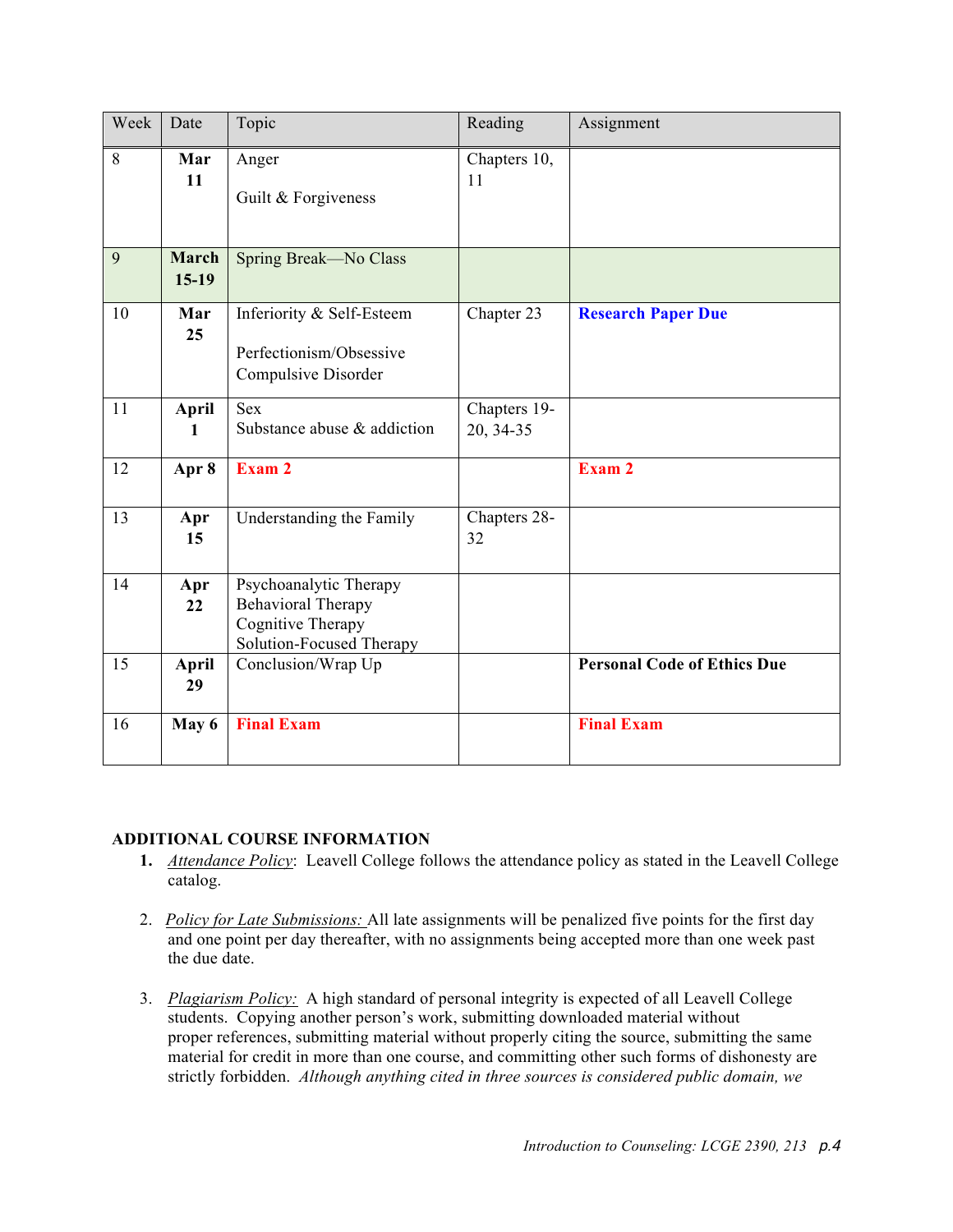| Week | Date | Topic | Reading | Assignment |
|---|---|---|---|---|
| 8 | **Mar 11** | Anger<br><br>Guilt & Forgiveness | Chapters 10, 11 | |
| 9 | **March 15-19** | Spring Break—No Class | | |
| 10 | **Mar 25** | Inferiority & Self-Esteem<br><br>Perfectionism/Obsessive Compulsive Disorder | Chapter 23 | **Research Paper Due** |
| 11 | **April 1** | Sex<br>Substance abuse & addiction | Chapters 19-20, 34-35 | |
| 12 | **Apr 8** | **Exam 2** | | **Exam 2** |
| 13 | **Apr 15** | Understanding the Family | Chapters 28-32 | |
| 14 | **Apr 22** | Psychoanalytic Therapy<br>Behavioral Therapy<br>Cognitive Therapy<br>Solution-Focused Therapy | | |
| 15 | **April 29** | Conclusion/Wrap Up | | **Personal Code of Ethics Due** |
| 16 | **May 6** | **Final Exam** | | **Final Exam** |

**ADDITIONAL COURSE INFORMATION**

1. *Attendance Policy*: Leavell College follows the attendance policy as stated in the Leavell College catalog.

2. *Policy for Late Submissions:* All late assignments will be penalized five points for the first day and one point per day thereafter, with no assignments being accepted more than one week past the due date.

3. *Plagiarism Policy:* A high standard of personal integrity is expected of all Leavell College students. Copying another person's work, submitting downloaded material without proper references, submitting material without properly citing the source, submitting the same material for credit in more than one course, and committing other such forms of dishonesty are strictly forbidden. *Although anything cited in three sources is considered public domain, we*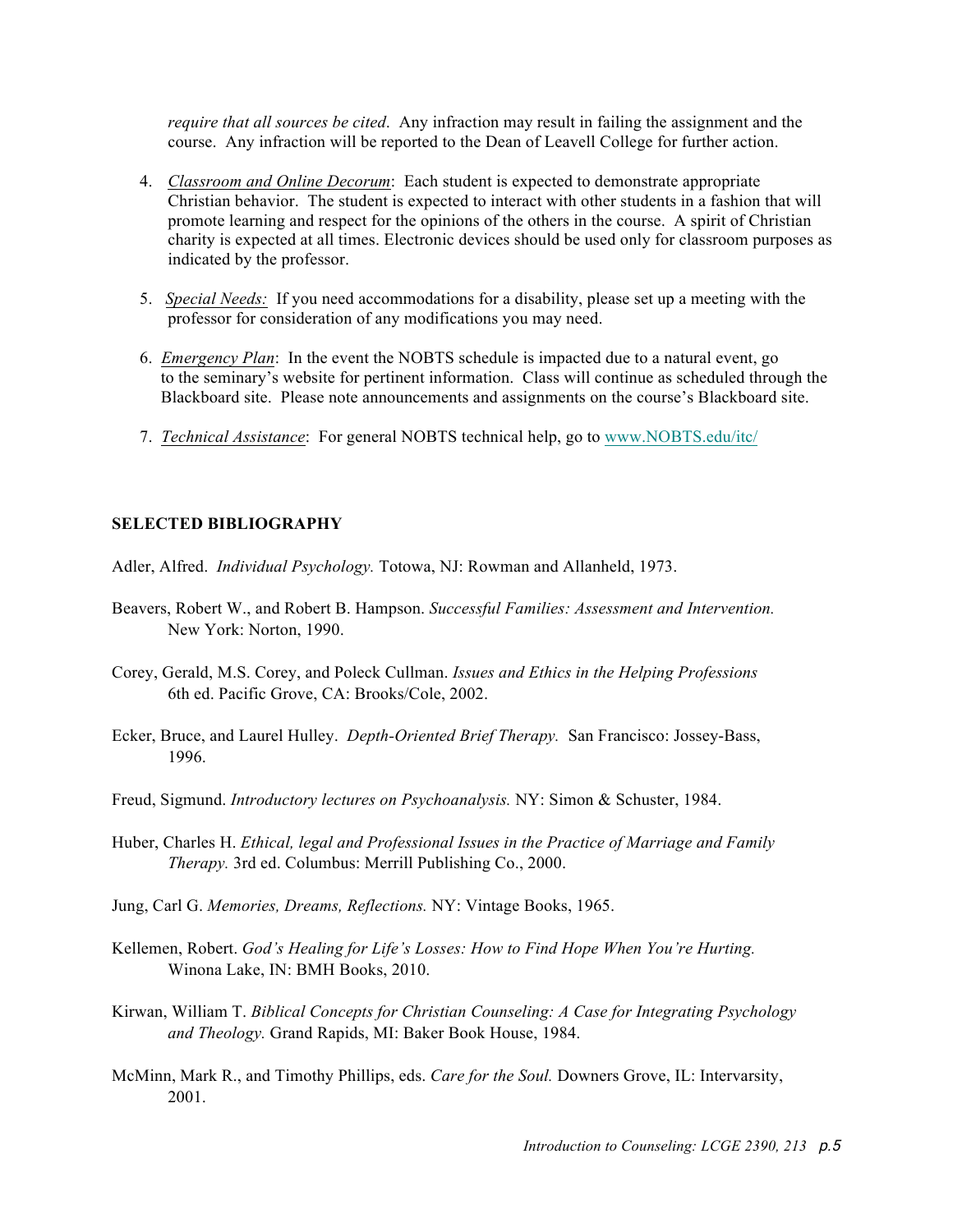*require that all sources be cited*. Any infraction may result in failing the assignment and the course. Any infraction will be reported to the Dean of Leavell College for further action.

4. *Classroom and Online Decorum*: Each student is expected to demonstrate appropriate Christian behavior. The student is expected to interact with other students in a fashion that will promote learning and respect for the opinions of the others in the course. A spirit of Christian charity is expected at all times. Electronic devices should be used only for classroom purposes as indicated by the professor.

5. *Special Needs:* If you need accommodations for a disability, please set up a meeting with the professor for consideration of any modifications you may need.

6. *Emergency Plan*: In the event the NOBTS schedule is impacted due to a natural event, go to the seminary's website for pertinent information. Class will continue as scheduled through the Blackboard site. Please note announcements and assignments on the course's Blackboard site.

7. *Technical Assistance*: For general NOBTS technical help, go to www.NOBTS.edu/itc/

**SELECTED BIBLIOGRAPHY**

Adler, Alfred. *Individual Psychology.* Totowa, NJ: Rowman and Allanheld, 1973.

Beavers, Robert W., and Robert B. Hampson. *Successful Families: Assessment and Intervention.* New York: Norton, 1990.

Corey, Gerald, M.S. Corey, and Poleck Cullman. *Issues and Ethics in the Helping Professions* 6th ed. Pacific Grove, CA: Brooks/Cole, 2002.

Ecker, Bruce, and Laurel Hulley. *Depth-Oriented Brief Therapy.* San Francisco: Jossey-Bass, 1996.

Freud, Sigmund. *Introductory lectures on Psychoanalysis.* NY: Simon & Schuster, 1984.

Huber, Charles H. *Ethical, legal and Professional Issues in the Practice of Marriage and Family Therapy.* 3rd ed. Columbus: Merrill Publishing Co., 2000.

Jung, Carl G. *Memories, Dreams, Reflections.* NY: Vintage Books, 1965.

Kellemen, Robert. *God's Healing for Life's Losses: How to Find Hope When You're Hurting.* Winona Lake, IN: BMH Books, 2010.

Kirwan, William T. *Biblical Concepts for Christian Counseling: A Case for Integrating Psychology and Theology.* Grand Rapids, MI: Baker Book House, 1984.

McMinn, Mark R., and Timothy Phillips, eds. *Care for the Soul.* Downers Grove, IL: Intervarsity, 2001.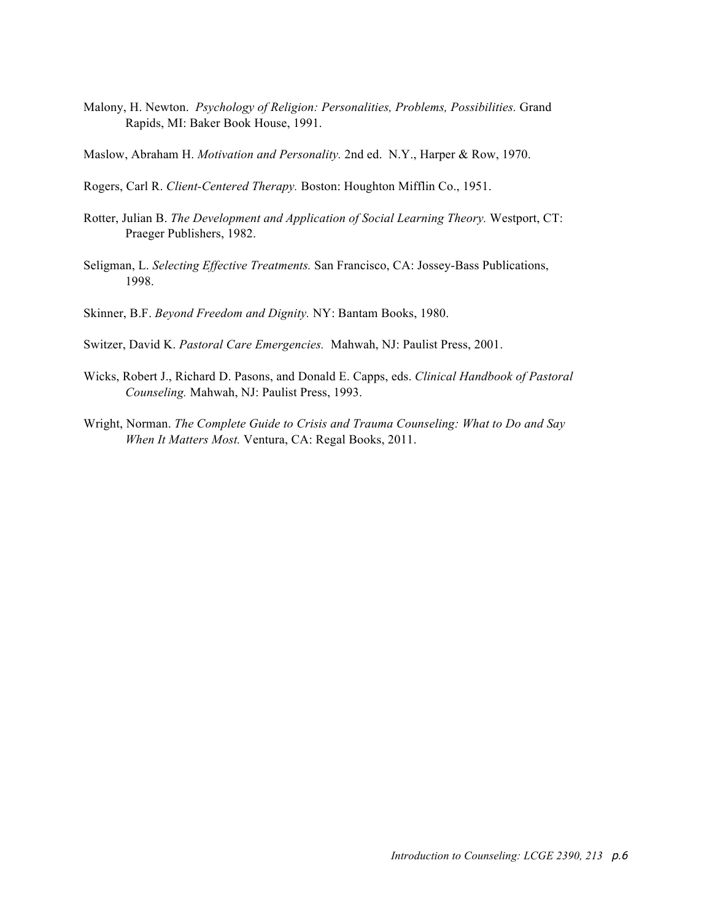Malony, H. Newton. *Psychology of Religion: Personalities, Problems, Possibilities.* Grand Rapids, MI: Baker Book House, 1991.

Maslow, Abraham H. *Motivation and Personality.* 2nd ed. N.Y., Harper & Row, 1970.

Rogers, Carl R. *Client-Centered Therapy.* Boston: Houghton Mifflin Co., 1951.

Rotter, Julian B. *The Development and Application of Social Learning Theory.* Westport, CT: Praeger Publishers, 1982.

Seligman, L. *Selecting Effective Treatments.* San Francisco, CA: Jossey-Bass Publications, 1998.

Skinner, B.F. *Beyond Freedom and Dignity.* NY: Bantam Books, 1980.

Switzer, David K. *Pastoral Care Emergencies.* Mahwah, NJ: Paulist Press, 2001.

Wicks, Robert J., Richard D. Pasons, and Donald E. Capps, eds. *Clinical Handbook of Pastoral Counseling.* Mahwah, NJ: Paulist Press, 1993.

Wright, Norman. *The Complete Guide to Crisis and Trauma Counseling: What to Do and Say When It Matters Most.* Ventura, CA: Regal Books, 2011.